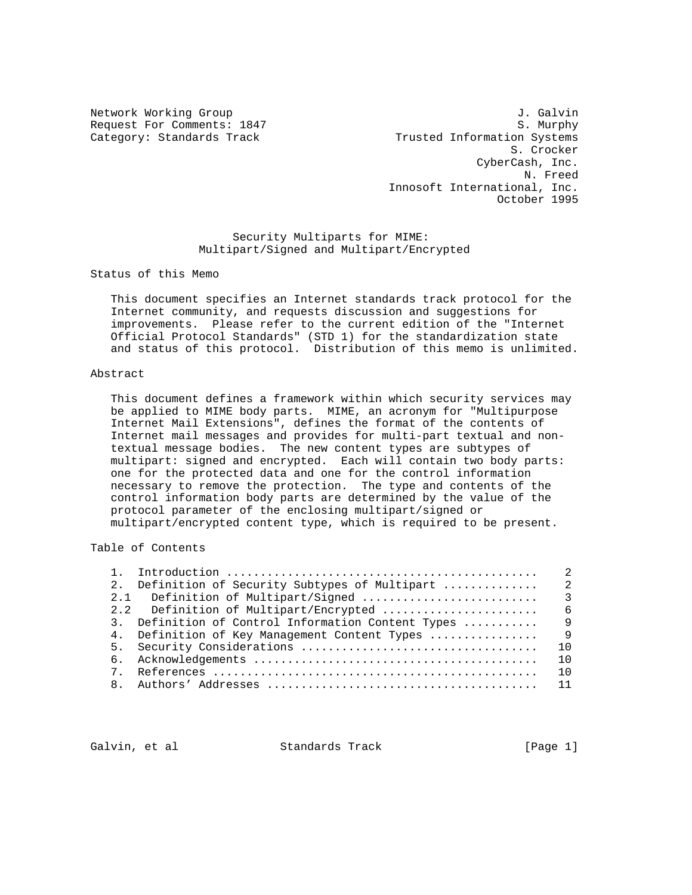Network Working Group                                          J. Galvin
Request For Comments: 1847                                     S. Murphy
Category: Standards Track                   Trusted Information Systems
                                                              S. Crocker
                                                          CyberCash, Inc.
                                                                N. Freed
                                             Innosoft International, Inc.
                                                            October 1995

# Security Multiparts for MIME: Multipart/Signed and Multipart/Encrypted

## Status of this Memo

This document specifies an Internet standards track protocol for the Internet community, and requests discussion and suggestions for improvements. Please refer to the current edition of the "Internet Official Protocol Standards" (STD 1) for the standardization state and status of this protocol. Distribution of this memo is unlimited.

## Abstract

This document defines a framework within which security services may be applied to MIME body parts. MIME, an acronym for "Multipurpose Internet Mail Extensions", defines the format of the contents of Internet mail messages and provides for multi-part textual and non-textual message bodies. The new content types are subtypes of multipart: signed and encrypted. Each will contain two body parts: one for the protected data and one for the control information necessary to remove the protection. The type and contents of the control information body parts are determined by the value of the protocol parameter of the enclosing multipart/signed or multipart/encrypted content type, which is required to be present.

## Table of Contents

| Section | Title | Page |
| --- | --- | --- |
| 1. | Introduction | 2 |
| 2. | Definition of Security Subtypes of Multipart | 2 |
| 2.1 | Definition of Multipart/Signed | 3 |
| 2.2 | Definition of Multipart/Encrypted | 6 |
| 3. | Definition of Control Information Content Types | 9 |
| 4. | Definition of Key Management Content Types | 9 |
| 5. | Security Considerations | 10 |
| 6. | Acknowledgements | 10 |
| 7. | References | 10 |
| 8. | Authors' Addresses | 11 |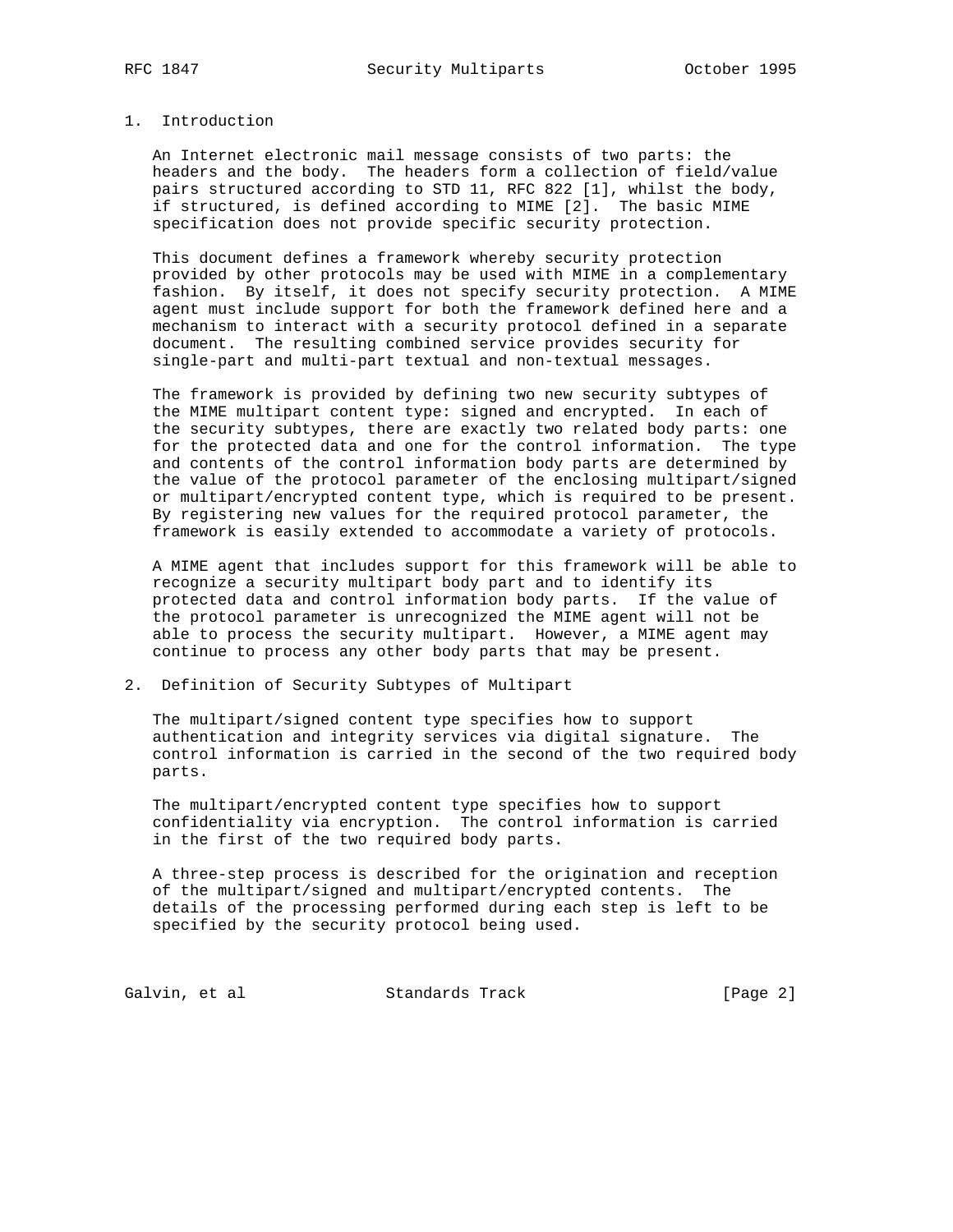## 1. Introduction

An Internet electronic mail message consists of two parts: the headers and the body. The headers form a collection of field/value pairs structured according to STD 11, RFC 822 [1], whilst the body, if structured, is defined according to MIME [2]. The basic MIME specification does not provide specific security protection.

This document defines a framework whereby security protection provided by other protocols may be used with MIME in a complementary fashion. By itself, it does not specify security protection. A MIME agent must include support for both the framework defined here and a mechanism to interact with a security protocol defined in a separate document. The resulting combined service provides security for single-part and multi-part textual and non-textual messages.

The framework is provided by defining two new security subtypes of the MIME multipart content type: signed and encrypted. In each of the security subtypes, there are exactly two related body parts: one for the protected data and one for the control information. The type and contents of the control information body parts are determined by the value of the protocol parameter of the enclosing multipart/signed or multipart/encrypted content type, which is required to be present. By registering new values for the required protocol parameter, the framework is easily extended to accommodate a variety of protocols.

A MIME agent that includes support for this framework will be able to recognize a security multipart body part and to identify its protected data and control information body parts. If the value of the protocol parameter is unrecognized the MIME agent will not be able to process the security multipart. However, a MIME agent may continue to process any other body parts that may be present.

## 2. Definition of Security Subtypes of Multipart

The multipart/signed content type specifies how to support authentication and integrity services via digital signature. The control information is carried in the second of the two required body parts.

The multipart/encrypted content type specifies how to support confidentiality via encryption. The control information is carried in the first of the two required body parts.

A three-step process is described for the origination and reception of the multipart/signed and multipart/encrypted contents. The details of the processing performed during each step is left to be specified by the security protocol being used.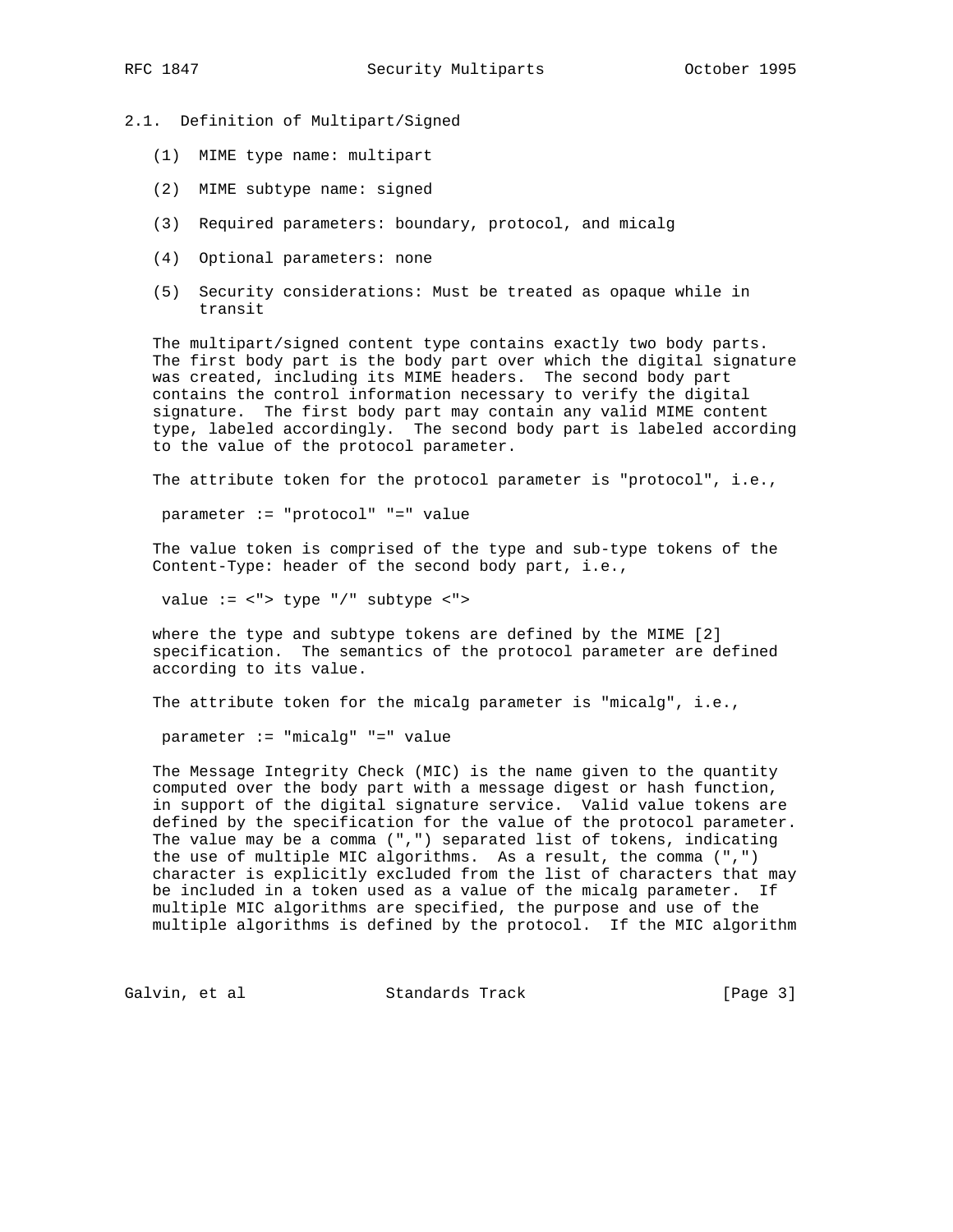### 2.1. Definition of Multipart/Signed

(1) MIME type name: multipart

(2) MIME subtype name: signed

(3) Required parameters: boundary, protocol, and micalg

(4) Optional parameters: none

(5) Security considerations: Must be treated as opaque while in transit

The multipart/signed content type contains exactly two body parts. The first body part is the body part over which the digital signature was created, including its MIME headers. The second body part contains the control information necessary to verify the digital signature. The first body part may contain any valid MIME content type, labeled accordingly. The second body part is labeled according to the value of the protocol parameter.

The attribute token for the protocol parameter is "protocol", i.e.,

```
parameter := "protocol" "=" value
```

The value token is comprised of the type and sub-type tokens of the Content-Type: header of the second body part, i.e.,

```
value := <"> type "/" subtype <">
```

where the type and subtype tokens are defined by the MIME [2] specification. The semantics of the protocol parameter are defined according to its value.

The attribute token for the micalg parameter is "micalg", i.e.,

```
parameter := "micalg" "=" value
```

The Message Integrity Check (MIC) is the name given to the quantity computed over the body part with a message digest or hash function, in support of the digital signature service. Valid value tokens are defined by the specification for the value of the protocol parameter. The value may be a comma (",") separated list of tokens, indicating the use of multiple MIC algorithms. As a result, the comma (",") character is explicitly excluded from the list of characters that may be included in a token used as a value of the micalg parameter. If multiple MIC algorithms are specified, the purpose and use of the multiple algorithms is defined by the protocol. If the MIC algorithm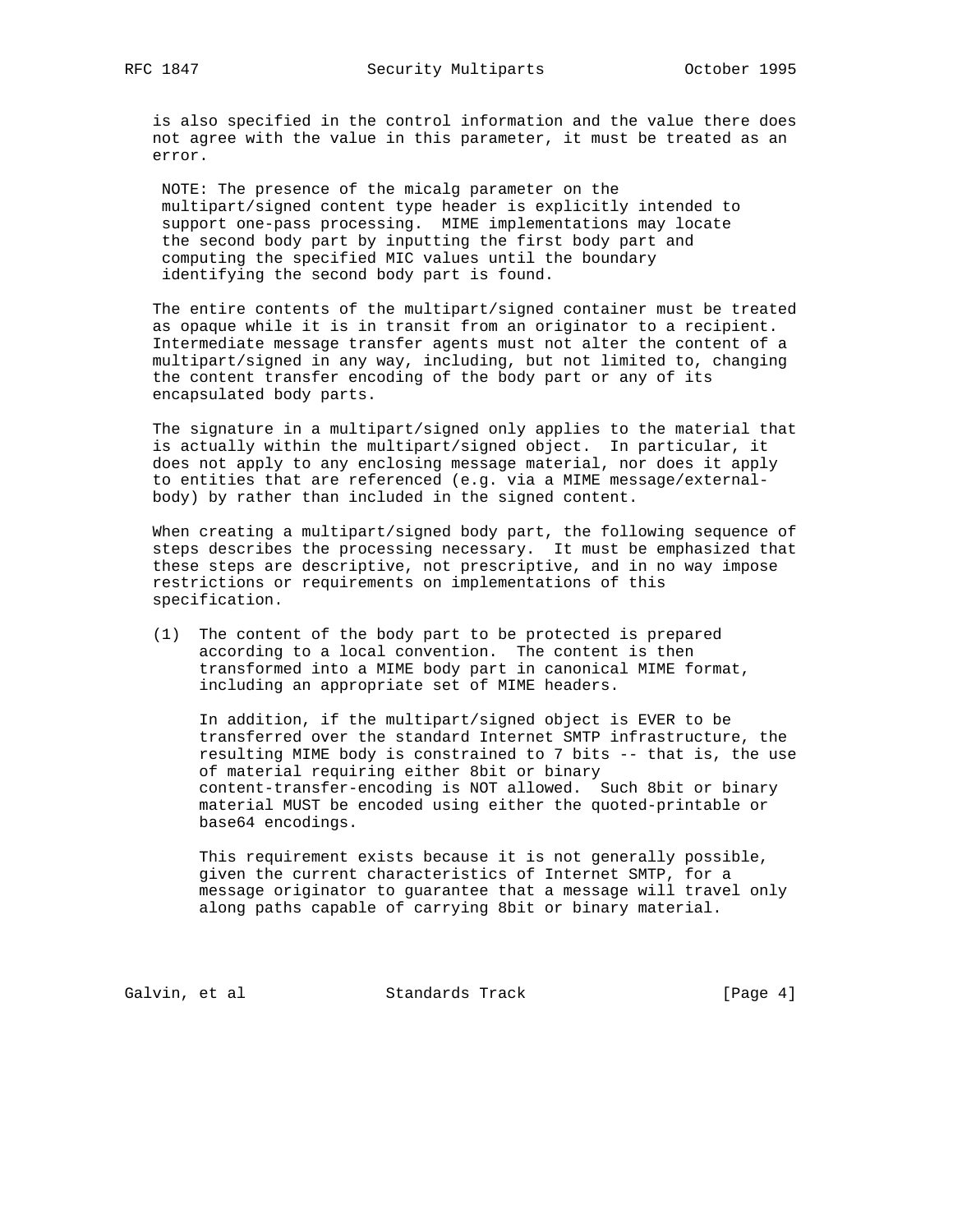is also specified in the control information and the value there does not agree with the value in this parameter, it must be treated as an error.

NOTE: The presence of the micalg parameter on the multipart/signed content type header is explicitly intended to support one-pass processing. MIME implementations may locate the second body part by inputting the first body part and computing the specified MIC values until the boundary identifying the second body part is found.

The entire contents of the multipart/signed container must be treated as opaque while it is in transit from an originator to a recipient. Intermediate message transfer agents must not alter the content of a multipart/signed in any way, including, but not limited to, changing the content transfer encoding of the body part or any of its encapsulated body parts.

The signature in a multipart/signed only applies to the material that is actually within the multipart/signed object. In particular, it does not apply to any enclosing message material, nor does it apply to entities that are referenced (e.g. via a MIME message/external-body) by rather than included in the signed content.

When creating a multipart/signed body part, the following sequence of steps describes the processing necessary. It must be emphasized that these steps are descriptive, not prescriptive, and in no way impose restrictions or requirements on implementations of this specification.

(1) The content of the body part to be protected is prepared according to a local convention. The content is then transformed into a MIME body part in canonical MIME format, including an appropriate set of MIME headers.

    In addition, if the multipart/signed object is EVER to be transferred over the standard Internet SMTP infrastructure, the resulting MIME body is constrained to 7 bits -- that is, the use of material requiring either 8bit or binary content-transfer-encoding is NOT allowed. Such 8bit or binary material MUST be encoded using either the quoted-printable or base64 encodings.

    This requirement exists because it is not generally possible, given the current characteristics of Internet SMTP, for a message originator to guarantee that a message will travel only along paths capable of carrying 8bit or binary material.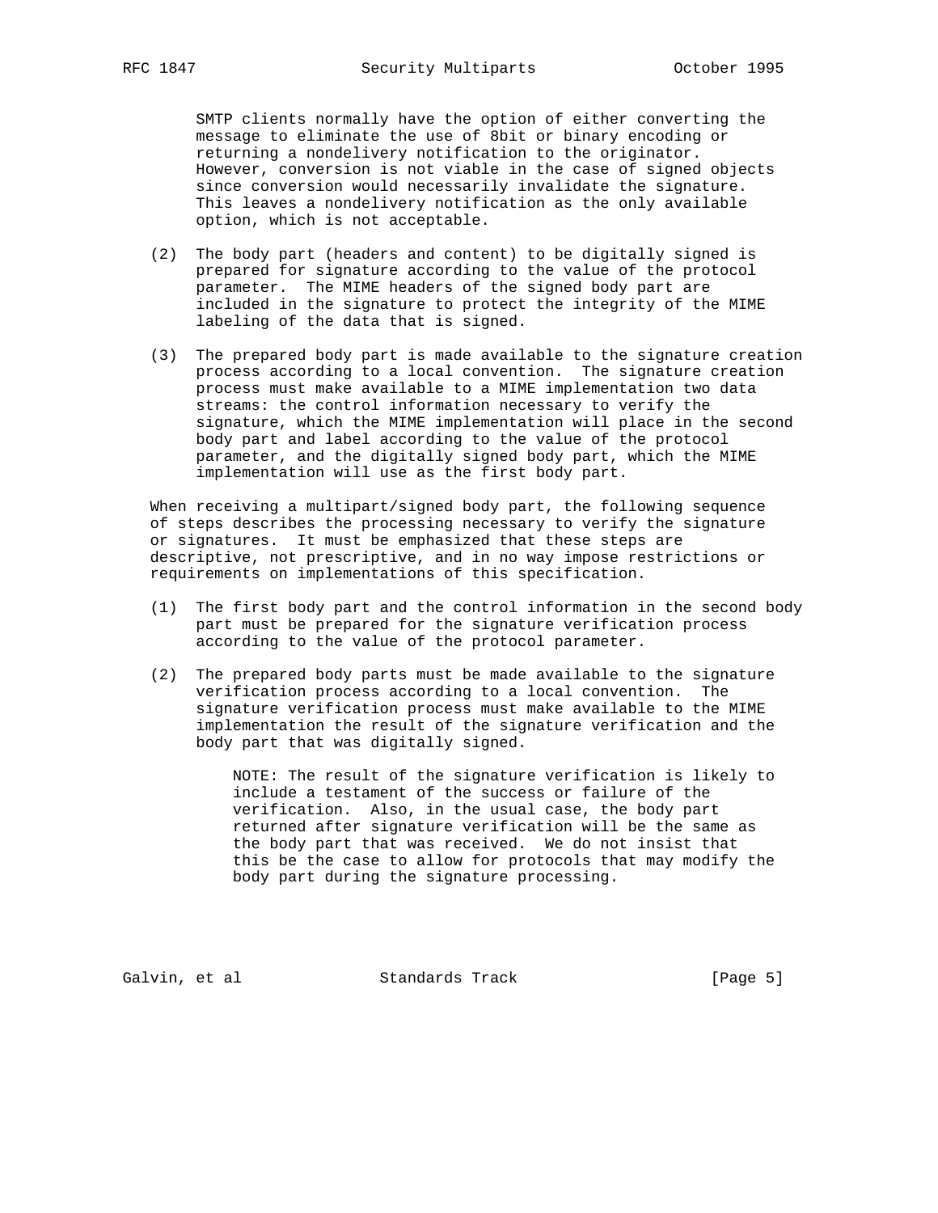SMTP clients normally have the option of either converting the message to eliminate the use of 8bit or binary encoding or returning a nondelivery notification to the originator. However, conversion is not viable in the case of signed objects since conversion would necessarily invalidate the signature. This leaves a nondelivery notification as the only available option, which is not acceptable.

(2) The body part (headers and content) to be digitally signed is prepared for signature according to the value of the protocol parameter. The MIME headers of the signed body part are included in the signature to protect the integrity of the MIME labeling of the data that is signed.

(3) The prepared body part is made available to the signature creation process according to a local convention. The signature creation process must make available to a MIME implementation two data streams: the control information necessary to verify the signature, which the MIME implementation will place in the second body part and label according to the value of the protocol parameter, and the digitally signed body part, which the MIME implementation will use as the first body part.

When receiving a multipart/signed body part, the following sequence of steps describes the processing necessary to verify the signature or signatures. It must be emphasized that these steps are descriptive, not prescriptive, and in no way impose restrictions or requirements on implementations of this specification.

(1) The first body part and the control information in the second body part must be prepared for the signature verification process according to the value of the protocol parameter.

(2) The prepared body parts must be made available to the signature verification process according to a local convention. The signature verification process must make available to the MIME implementation the result of the signature verification and the body part that was digitally signed.

NOTE: The result of the signature verification is likely to include a testament of the success or failure of the verification. Also, in the usual case, the body part returned after signature verification will be the same as the body part that was received. We do not insist that this be the case to allow for protocols that may modify the body part during the signature processing.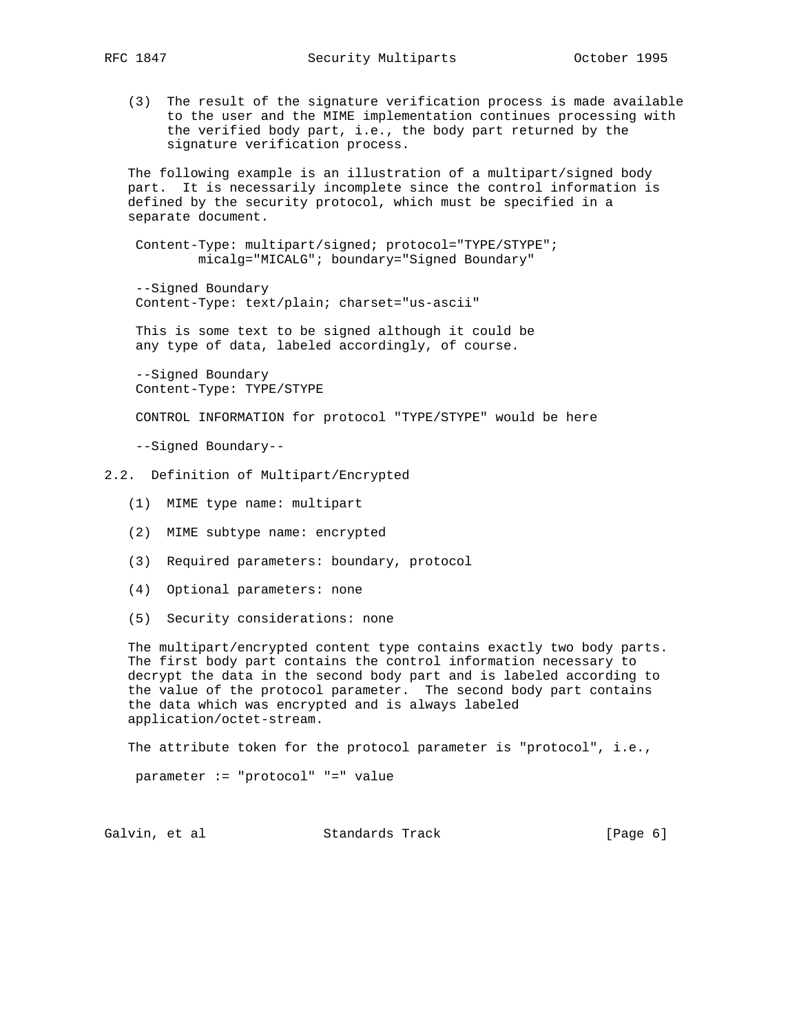(3) The result of the signature verification process is made available to the user and the MIME implementation continues processing with the verified body part, i.e., the body part returned by the signature verification process.

The following example is an illustration of a multipart/signed body part. It is necessarily incomplete since the control information is defined by the security protocol, which must be specified in a separate document.

```
Content-Type: multipart/signed; protocol="TYPE/STYPE";
        micalg="MICALG"; boundary="Signed Boundary"

--Signed Boundary
Content-Type: text/plain; charset="us-ascii"

This is some text to be signed although it could be
any type of data, labeled accordingly, of course.

--Signed Boundary
Content-Type: TYPE/STYPE

CONTROL INFORMATION for protocol "TYPE/STYPE" would be here

--Signed Boundary--
```

## 2.2. Definition of Multipart/Encrypted

(1) MIME type name: multipart

(2) MIME subtype name: encrypted

(3) Required parameters: boundary, protocol

(4) Optional parameters: none

(5) Security considerations: none

The multipart/encrypted content type contains exactly two body parts. The first body part contains the control information necessary to decrypt the data in the second body part and is labeled according to the value of the protocol parameter. The second body part contains the data which was encrypted and is always labeled application/octet-stream.

The attribute token for the protocol parameter is "protocol", i.e.,

```
parameter := "protocol" "=" value
```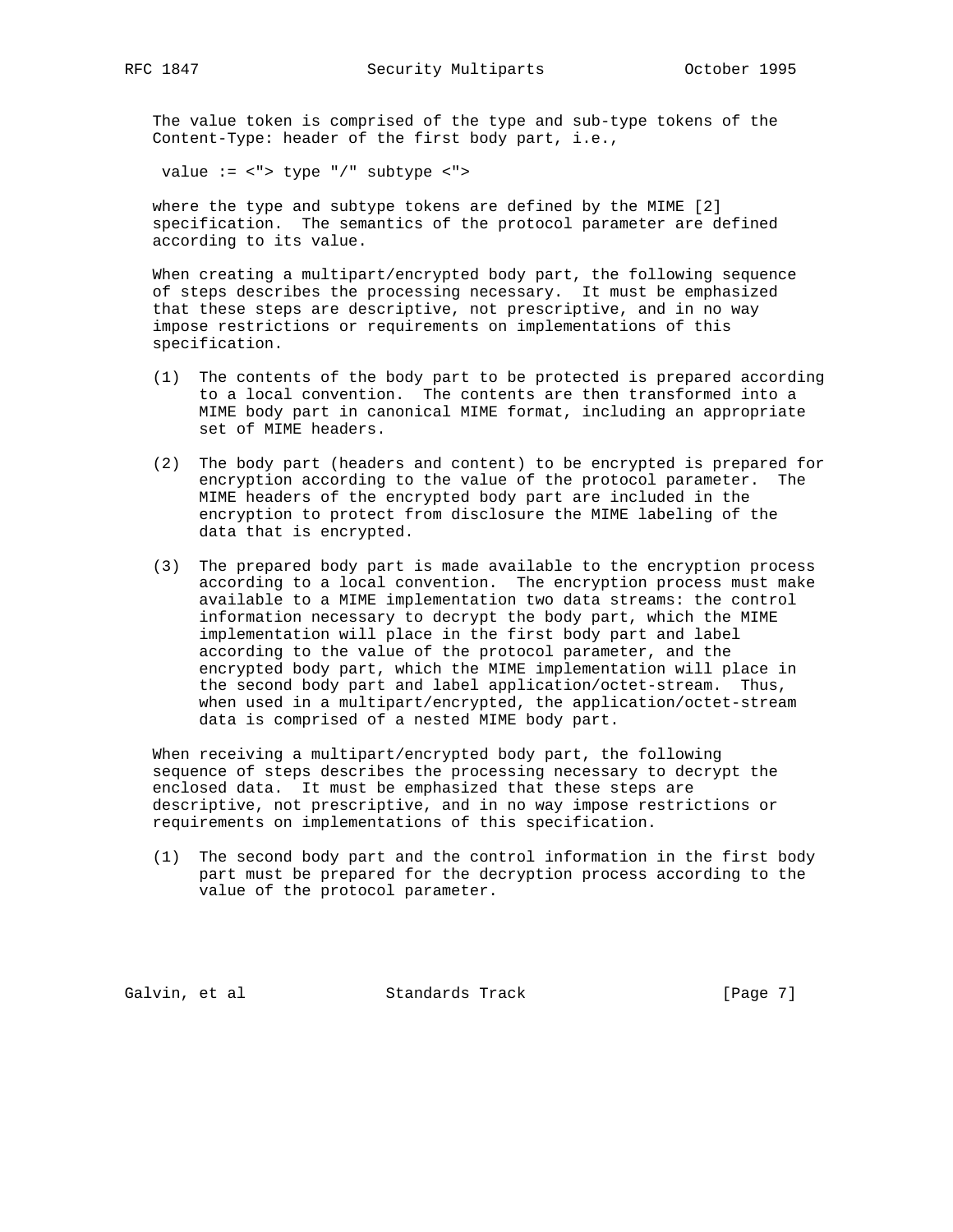The value token is comprised of the type and sub-type tokens of the Content-Type: header of the first body part, i.e.,

```
value := <"> type "/" subtype <">
```

where the type and subtype tokens are defined by the MIME [2] specification. The semantics of the protocol parameter are defined according to its value.

When creating a multipart/encrypted body part, the following sequence of steps describes the processing necessary. It must be emphasized that these steps are descriptive, not prescriptive, and in no way impose restrictions or requirements on implementations of this specification.

(1) The contents of the body part to be protected is prepared according to a local convention. The contents are then transformed into a MIME body part in canonical MIME format, including an appropriate set of MIME headers.

(2) The body part (headers and content) to be encrypted is prepared for encryption according to the value of the protocol parameter. The MIME headers of the encrypted body part are included in the encryption to protect from disclosure the MIME labeling of the data that is encrypted.

(3) The prepared body part is made available to the encryption process according to a local convention. The encryption process must make available to a MIME implementation two data streams: the control information necessary to decrypt the body part, which the MIME implementation will place in the first body part and label according to the value of the protocol parameter, and the encrypted body part, which the MIME implementation will place in the second body part and label application/octet-stream. Thus, when used in a multipart/encrypted, the application/octet-stream data is comprised of a nested MIME body part.

When receiving a multipart/encrypted body part, the following sequence of steps describes the processing necessary to decrypt the enclosed data. It must be emphasized that these steps are descriptive, not prescriptive, and in no way impose restrictions or requirements on implementations of this specification.

(1) The second body part and the control information in the first body part must be prepared for the decryption process according to the value of the protocol parameter.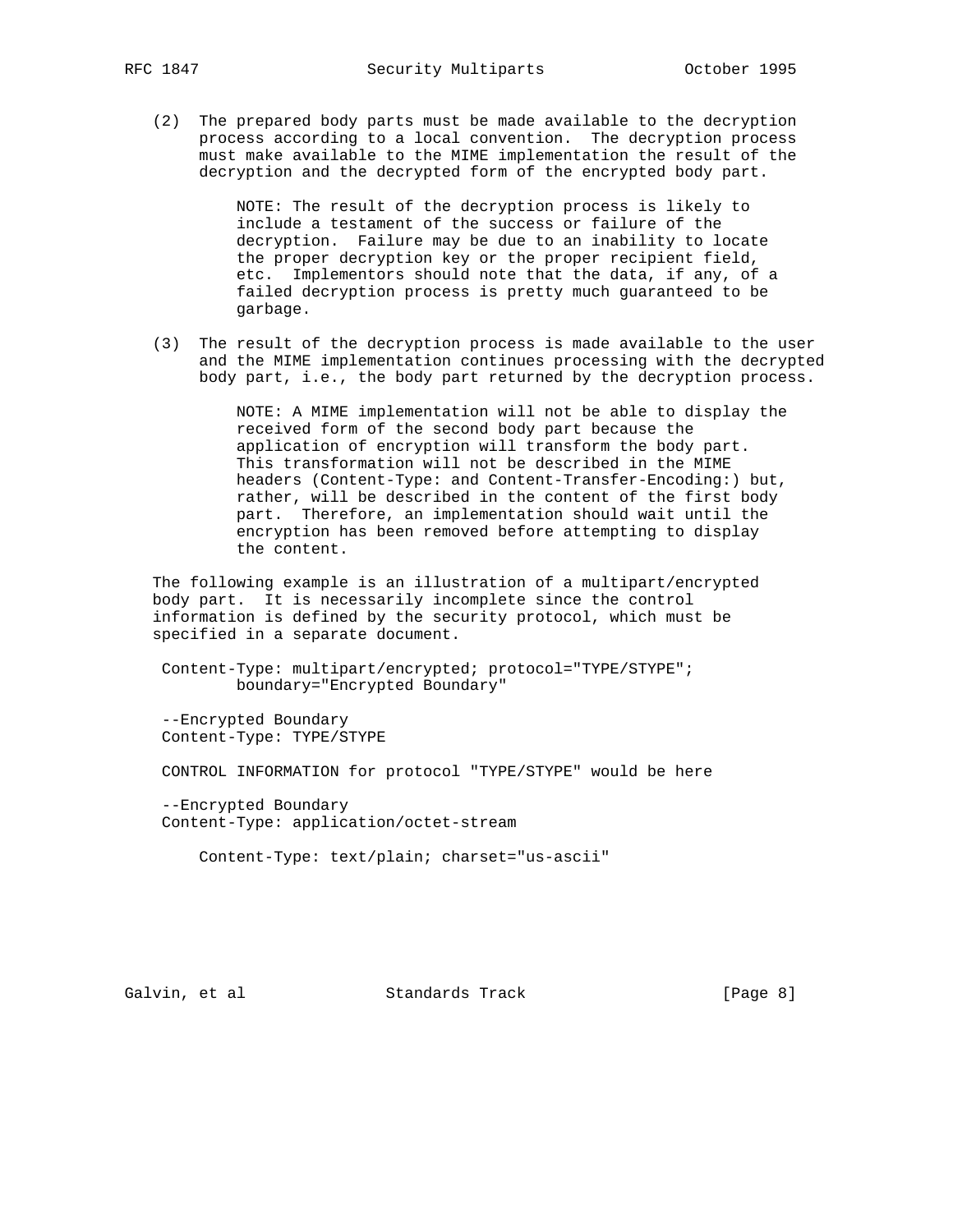(2) The prepared body parts must be made available to the decryption process according to a local convention. The decryption process must make available to the MIME implementation the result of the decryption and the decrypted form of the encrypted body part.

    NOTE: The result of the decryption process is likely to include a testament of the success or failure of the decryption. Failure may be due to an inability to locate the proper decryption key or the proper recipient field, etc. Implementors should note that the data, if any, of a failed decryption process is pretty much guaranteed to be garbage.

(3) The result of the decryption process is made available to the user and the MIME implementation continues processing with the decrypted body part, i.e., the body part returned by the decryption process.

    NOTE: A MIME implementation will not be able to display the received form of the second body part because the application of encryption will transform the body part. This transformation will not be described in the MIME headers (Content-Type: and Content-Transfer-Encoding:) but, rather, will be described in the content of the first body part. Therefore, an implementation should wait until the encryption has been removed before attempting to display the content.

The following example is an illustration of a multipart/encrypted body part. It is necessarily incomplete since the control information is defined by the security protocol, which must be specified in a separate document.

```
Content-Type: multipart/encrypted; protocol="TYPE/STYPE";
        boundary="Encrypted Boundary"

--Encrypted Boundary
Content-Type: TYPE/STYPE

CONTROL INFORMATION for protocol "TYPE/STYPE" would be here

--Encrypted Boundary
Content-Type: application/octet-stream

    Content-Type: text/plain; charset="us-ascii"
```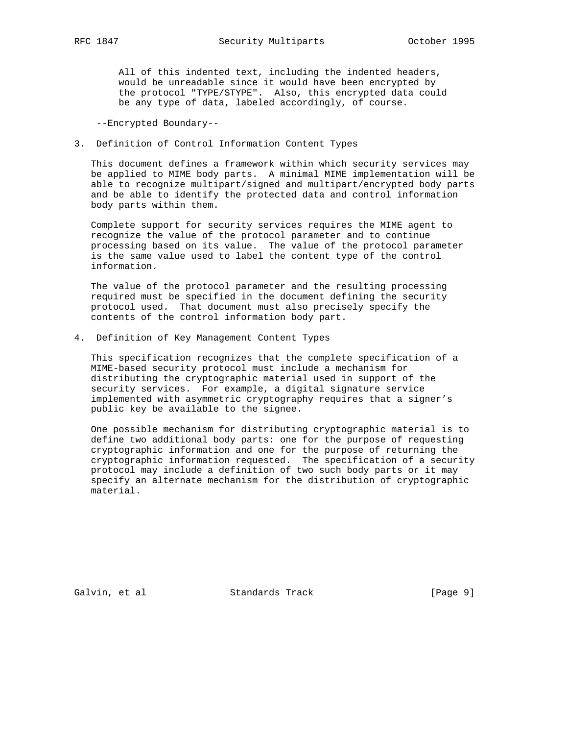All of this indented text, including the indented headers, would be unreadable since it would have been encrypted by the protocol "TYPE/STYPE". Also, this encrypted data could be any type of data, labeled accordingly, of course.

```
--Encrypted Boundary--
```

## 3. Definition of Control Information Content Types

This document defines a framework within which security services may be applied to MIME body parts. A minimal MIME implementation will be able to recognize multipart/signed and multipart/encrypted body parts and be able to identify the protected data and control information body parts within them.

Complete support for security services requires the MIME agent to recognize the value of the protocol parameter and to continue processing based on its value. The value of the protocol parameter is the same value used to label the content type of the control information.

The value of the protocol parameter and the resulting processing required must be specified in the document defining the security protocol used. That document must also precisely specify the contents of the control information body part.

## 4. Definition of Key Management Content Types

This specification recognizes that the complete specification of a MIME-based security protocol must include a mechanism for distributing the cryptographic material used in support of the security services. For example, a digital signature service implemented with asymmetric cryptography requires that a signer's public key be available to the signee.

One possible mechanism for distributing cryptographic material is to define two additional body parts: one for the purpose of requesting cryptographic information and one for the purpose of returning the cryptographic information requested. The specification of a security protocol may include a definition of two such body parts or it may specify an alternate mechanism for the distribution of cryptographic material.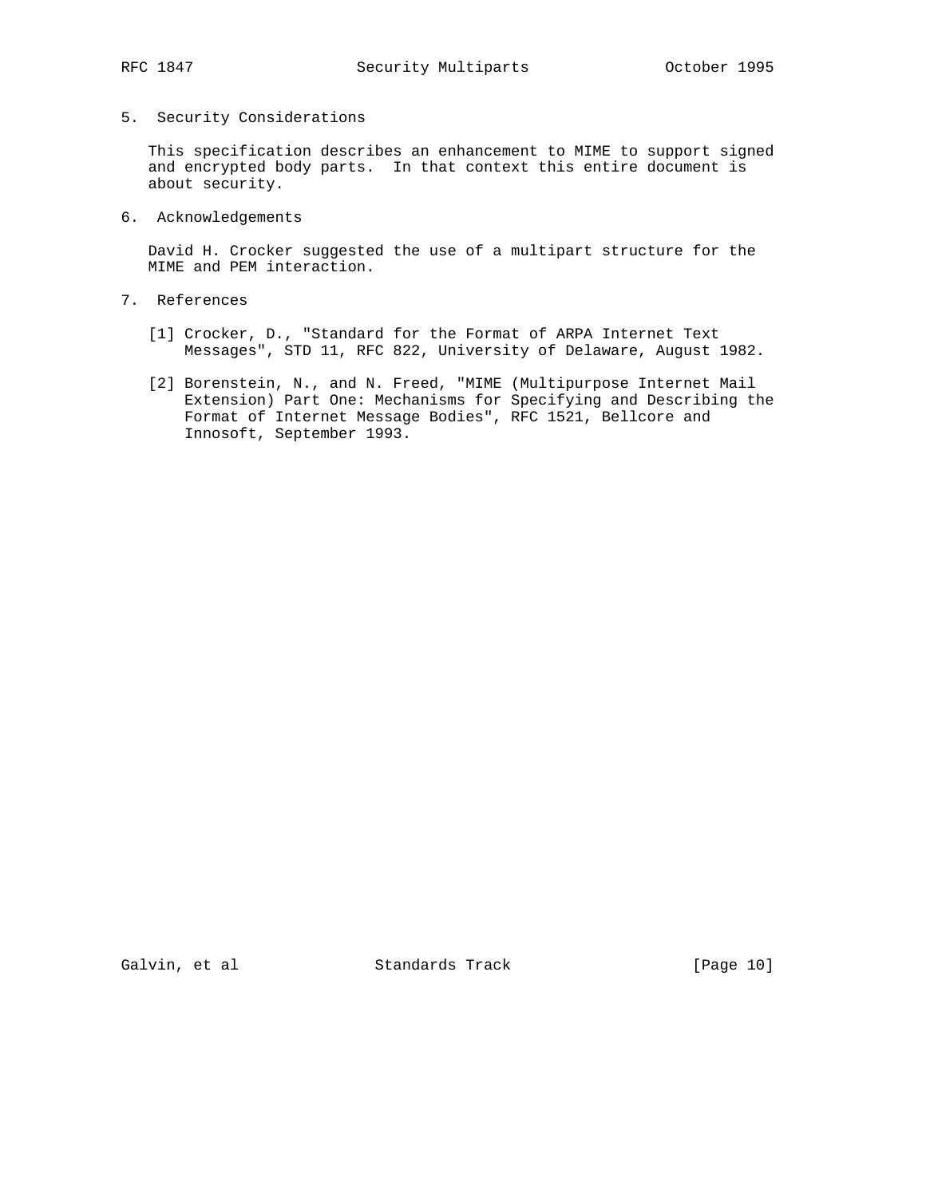## 5. Security Considerations

This specification describes an enhancement to MIME to support signed and encrypted body parts. In that context this entire document is about security.

## 6. Acknowledgements

David H. Crocker suggested the use of a multipart structure for the MIME and PEM interaction.

## 7. References

[1] Crocker, D., "Standard for the Format of ARPA Internet Text Messages", STD 11, RFC 822, University of Delaware, August 1982.

[2] Borenstein, N., and N. Freed, "MIME (Multipurpose Internet Mail Extension) Part One: Mechanisms for Specifying and Describing the Format of Internet Message Bodies", RFC 1521, Bellcore and Innosoft, September 1993.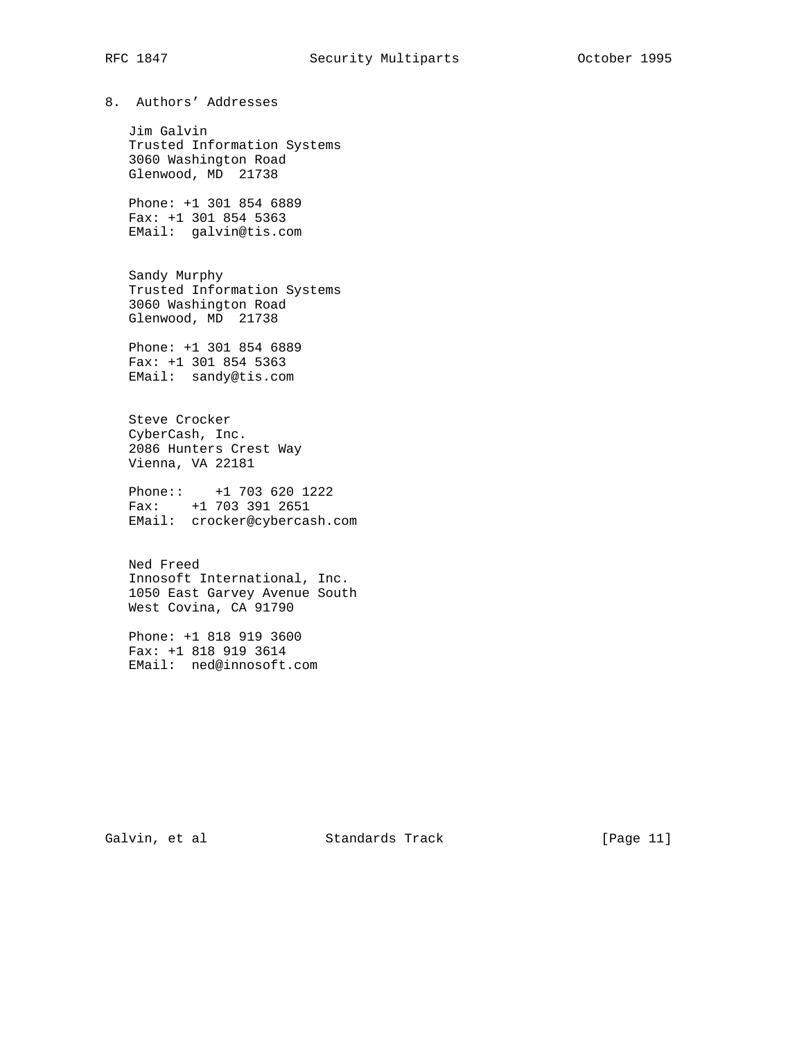## 8. Authors' Addresses

Jim Galvin
Trusted Information Systems
3060 Washington Road
Glenwood, MD 21738

Phone: +1 301 854 6889
Fax: +1 301 854 5363
EMail: galvin@tis.com

Sandy Murphy
Trusted Information Systems
3060 Washington Road
Glenwood, MD 21738

Phone: +1 301 854 6889
Fax: +1 301 854 5363
EMail: sandy@tis.com

Steve Crocker
CyberCash, Inc.
2086 Hunters Crest Way
Vienna, VA 22181

Phone:: +1 703 620 1222
Fax: +1 703 391 2651
EMail: crocker@cybercash.com

Ned Freed
Innosoft International, Inc.
1050 East Garvey Avenue South
West Covina, CA 91790

Phone: +1 818 919 3600
Fax: +1 818 919 3614
EMail: ned@innosoft.com